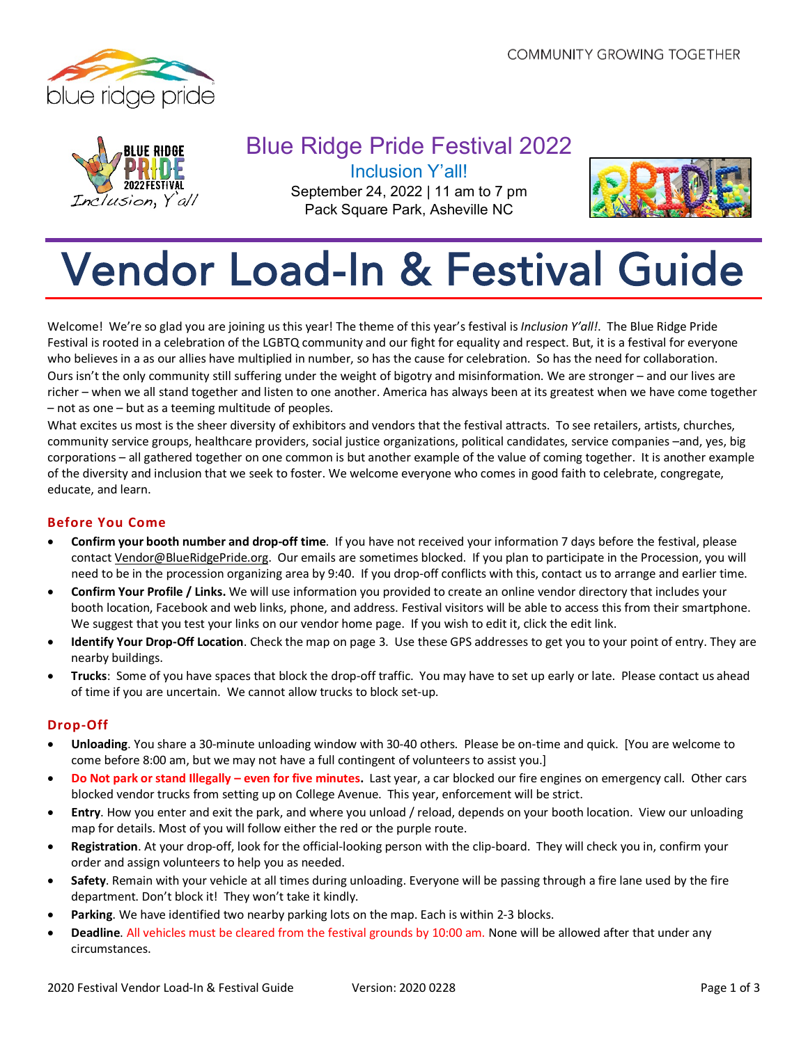COMMUNITY GROWING TOGETHER

# Blue Ridge Pride Festival 2022

## Inclusion Y'all!

September 24, 2022 | 11 am to 7 pm
Pack Square Park, Asheville NC

# Vendor Load-In & Festival Guide

Welcome! We're so glad you are joining us this year! The theme of this year's festival is *Inclusion Y'all!*. The Blue Ridge Pride Festival is rooted in a celebration of the LGBTQ community and our fight for equality and respect. But, it is a festival for everyone who believes in a as our allies have multiplied in number, so has the cause for celebration. So has the need for collaboration. Ours isn't the only community still suffering under the weight of bigotry and misinformation. We are stronger – and our lives are richer – when we all stand together and listen to one another. America has always been at its greatest when we have come together – not as one – but as a teeming multitude of peoples.

What excites us most is the sheer diversity of exhibitors and vendors that the festival attracts. To see retailers, artists, churches, community service groups, healthcare providers, social justice organizations, political candidates, service companies –and, yes, big corporations – all gathered together on one common is but another example of the value of coming together. It is another example of the diversity and inclusion that we seek to foster. We welcome everyone who comes in good faith to celebrate, congregate, educate, and learn.

### Before You Come

- **Confirm your booth number and drop-off time**. If you have not received your information 7 days before the festival, please contact Vendor@BlueRidgePride.org. Our emails are sometimes blocked. If you plan to participate in the Procession, you will need to be in the procession organizing area by 9:40. If you drop-off conflicts with this, contact us to arrange and earlier time.
- **Confirm Your Profile / Links.** We will use information you provided to create an online vendor directory that includes your booth location, Facebook and web links, phone, and address. Festival visitors will be able to access this from their smartphone. We suggest that you test your links on our vendor home page. If you wish to edit it, click the edit link.
- **Identify Your Drop-Off Location**. Check the map on page 3. Use these GPS addresses to get you to your point of entry. They are nearby buildings.
- **Trucks**: Some of you have spaces that block the drop-off traffic. You may have to set up early or late. Please contact us ahead of time if you are uncertain. We cannot allow trucks to block set-up.

### Drop-Off

- **Unloading**. You share a 30-minute unloading window with 30-40 others. Please be on-time and quick. [You are welcome to come before 8:00 am, but we may not have a full contingent of volunteers to assist you.]
- **Do Not park or stand Illegally – even for five minutes.** Last year, a car blocked our fire engines on emergency call. Other cars blocked vendor trucks from setting up on College Avenue. This year, enforcement will be strict.
- **Entry**. How you enter and exit the park, and where you unload / reload, depends on your booth location. View our unloading map for details. Most of you will follow either the red or the purple route.
- **Registration**. At your drop-off, look for the official-looking person with the clip-board. They will check you in, confirm your order and assign volunteers to help you as needed.
- **Safety**. Remain with your vehicle at all times during unloading. Everyone will be passing through a fire lane used by the fire department. Don't block it! They won't take it kindly.
- **Parking**. We have identified two nearby parking lots on the map. Each is within 2-3 blocks.
- **Deadline**. All vehicles must be cleared from the festival grounds by 10:00 am. None will be allowed after that under any circumstances.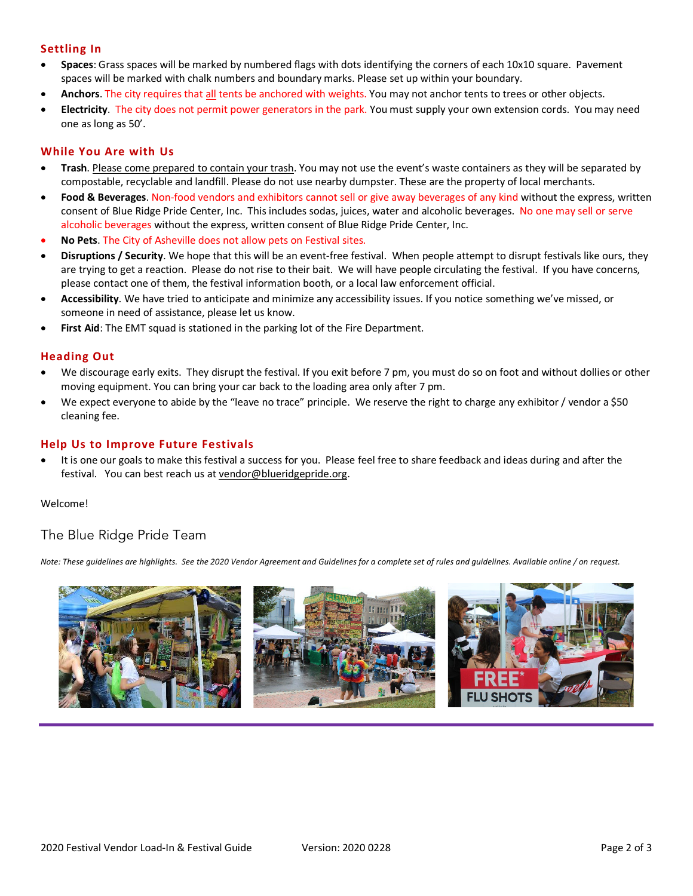## Settling In

- **Spaces**: Grass spaces will be marked by numbered flags with dots identifying the corners of each 10x10 square. Pavement spaces will be marked with chalk numbers and boundary marks. Please set up within your boundary.
- **Anchors**. The city requires that all tents be anchored with weights. You may not anchor tents to trees or other objects.
- **Electricity**. The city does not permit power generators in the park. You must supply your own extension cords. You may need one as long as 50'.

## While You Are with Us

- **Trash**. Please come prepared to contain your trash. You may not use the event's waste containers as they will be separated by compostable, recyclable and landfill. Please do not use nearby dumpster. These are the property of local merchants.
- **Food & Beverages**. Non-food vendors and exhibitors cannot sell or give away beverages of any kind without the express, written consent of Blue Ridge Pride Center, Inc. This includes sodas, juices, water and alcoholic beverages. No one may sell or serve alcoholic beverages without the express, written consent of Blue Ridge Pride Center, Inc.
- **No Pets**. The City of Asheville does not allow pets on Festival sites.
- **Disruptions / Security**. We hope that this will be an event-free festival. When people attempt to disrupt festivals like ours, they are trying to get a reaction. Please do not rise to their bait. We will have people circulating the festival. If you have concerns, please contact one of them, the festival information booth, or a local law enforcement official.
- **Accessibility**. We have tried to anticipate and minimize any accessibility issues. If you notice something we've missed, or someone in need of assistance, please let us know.
- **First Aid**: The EMT squad is stationed in the parking lot of the Fire Department.

## Heading Out

- We discourage early exits. They disrupt the festival. If you exit before 7 pm, you must do so on foot and without dollies or other moving equipment. You can bring your car back to the loading area only after 7 pm.
- We expect everyone to abide by the "leave no trace" principle. We reserve the right to charge any exhibitor / vendor a $50 cleaning fee.

## Help Us to Improve Future Festivals

- It is one our goals to make this festival a success for you. Please feel free to share feedback and ideas during and after the festival. You can best reach us at vendor@blueridgepride.org.

Welcome!

The Blue Ridge Pride Team

*Note: These guidelines are highlights. See the 2020 Vendor Agreement and Guidelines for a complete set of rules and guidelines. Available online / on request.*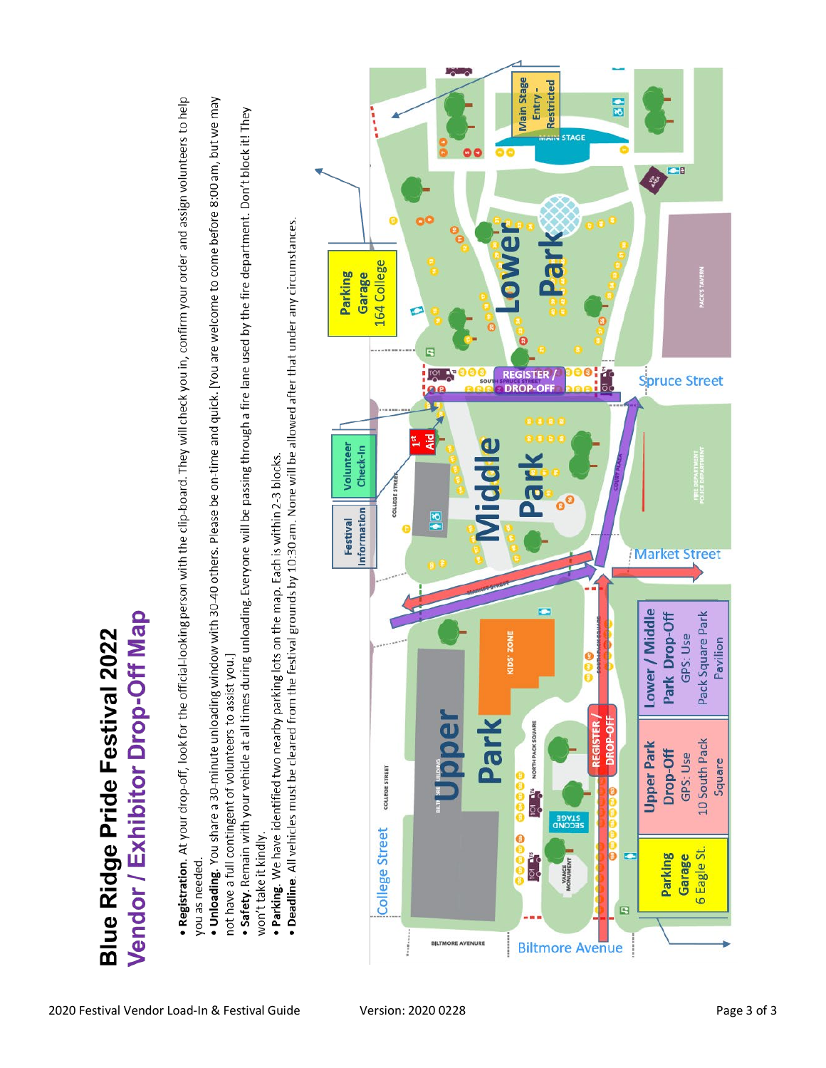# Blue Ridge Pride Festival 2022

## Vendor / Exhibitor Drop-Off Map

- **Registration**. At your drop-off, look for the official-looking person with the clip-board. They will check you in, confirm your order and assign volunteers to help you as needed.
- **Unloading**. You share a 30-minute unloading window with 30-40 others. Please be on-time and quick. [You are welcome to come before 8:00 am, but we may not have a full contingent of volunteers to assist you.]
- **Safety**. Remain with your vehicle at all times during unloading. Everyone will be passing through a fire lane used by the fire department. Don't block it! They won't take it kindly.
- **Parking**. We have identified two nearby parking lots on the map. Each is within 2-3 blocks.
- **Deadline**. All vehicles must be cleared from the festival grounds by 10:30 am. None will be allowed after that under any circumstances.

Parking Garage
164 College

Festival Information

Volunteer Check-In

1st Aid

Main Stage Entry - Restricted

MAIN STAGE

REGISTER / DROP-OFF

Lower Park

Middle Park

Upper Park

KIDS' ZONE

SECOND STAGE

VANCE MONUMENT

PACK'S TAVERN

FIRE DEPARTMENT
POLICE DEPARTMENT

College Street

Spruce Street

Market Street

Biltmore Avenue

Parking Garage
6 Eagle St.

Upper Park Drop-Off
GPS: Use
10 South Pack Square

Lower / Middle Park Drop-Off
GPS: Use
Pack Square Park Pavilion